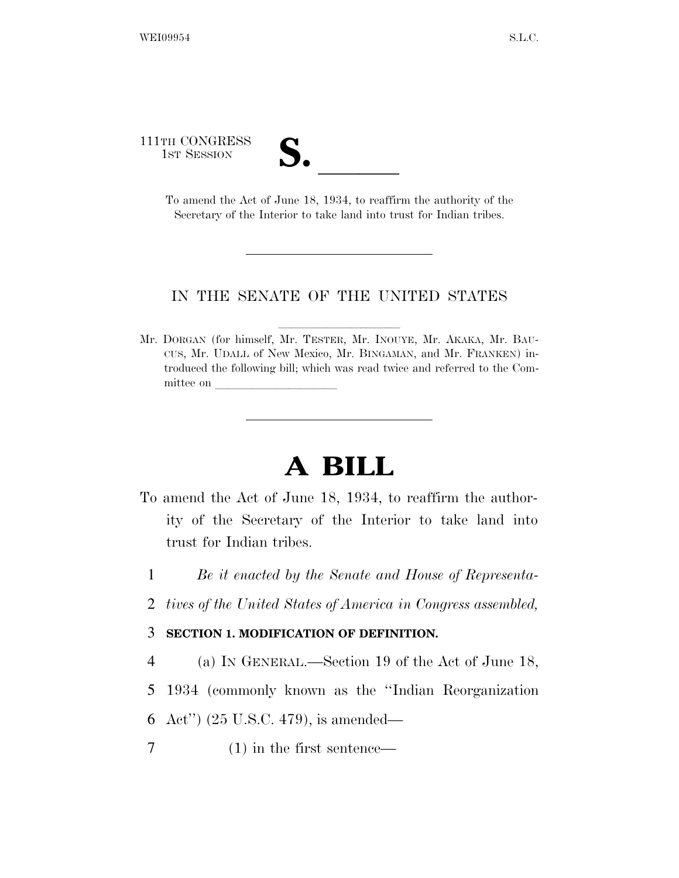111TH CONGRESS
1ST SESSION

# S. \_\_\_\_\_\_

To amend the Act of June 18, 1934, to reaffirm the authority of the Secretary of the Interior to take land into trust for Indian tribes.

---

IN THE SENATE OF THE UNITED STATES

Mr. DORGAN (for himself, Mr. TESTER, Mr. INOUYE, Mr. AKAKA, Mr. BAUCUS, Mr. UDALL of New Mexico, Mr. BINGAMAN, and Mr. FRANKEN) introduced the following bill; which was read twice and referred to the Committee on \_\_\_\_\_\_\_\_\_\_\_\_\_\_\_\_\_\_\_\_

---

# A BILL

To amend the Act of June 18, 1934, to reaffirm the authority of the Secretary of the Interior to take land into trust for Indian tribes.

1 *Be it enacted by the Senate and House of Representa-*
2 *tives of the United States of America in Congress assembled,*

3 **SECTION 1. MODIFICATION OF DEFINITION.**

4 (a) IN GENERAL.—Section 19 of the Act of June 18,
5 1934 (commonly known as the ''Indian Reorganization
6 Act'') (25 U.S.C. 479), is amended—
7 (1) in the first sentence—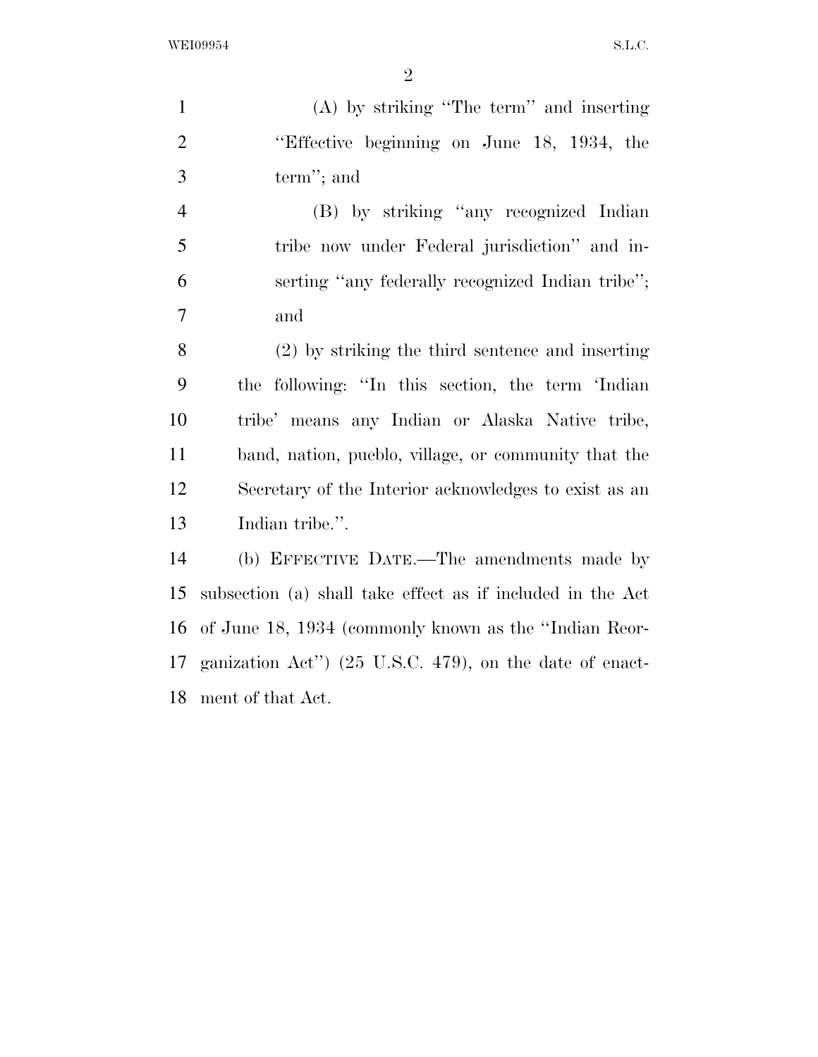(A) by striking "The term" and inserting "Effective beginning on June 18, 1934, the term"; and

(B) by striking "any recognized Indian tribe now under Federal jurisdiction" and inserting "any federally recognized Indian tribe"; and

(2) by striking the third sentence and inserting the following: "In this section, the term 'Indian tribe' means any Indian or Alaska Native tribe, band, nation, pueblo, village, or community that the Secretary of the Interior acknowledges to exist as an Indian tribe.".

(b) EFFECTIVE DATE.—The amendments made by subsection (a) shall take effect as if included in the Act of June 18, 1934 (commonly known as the "Indian Reorganization Act") (25 U.S.C. 479), on the date of enactment of that Act.